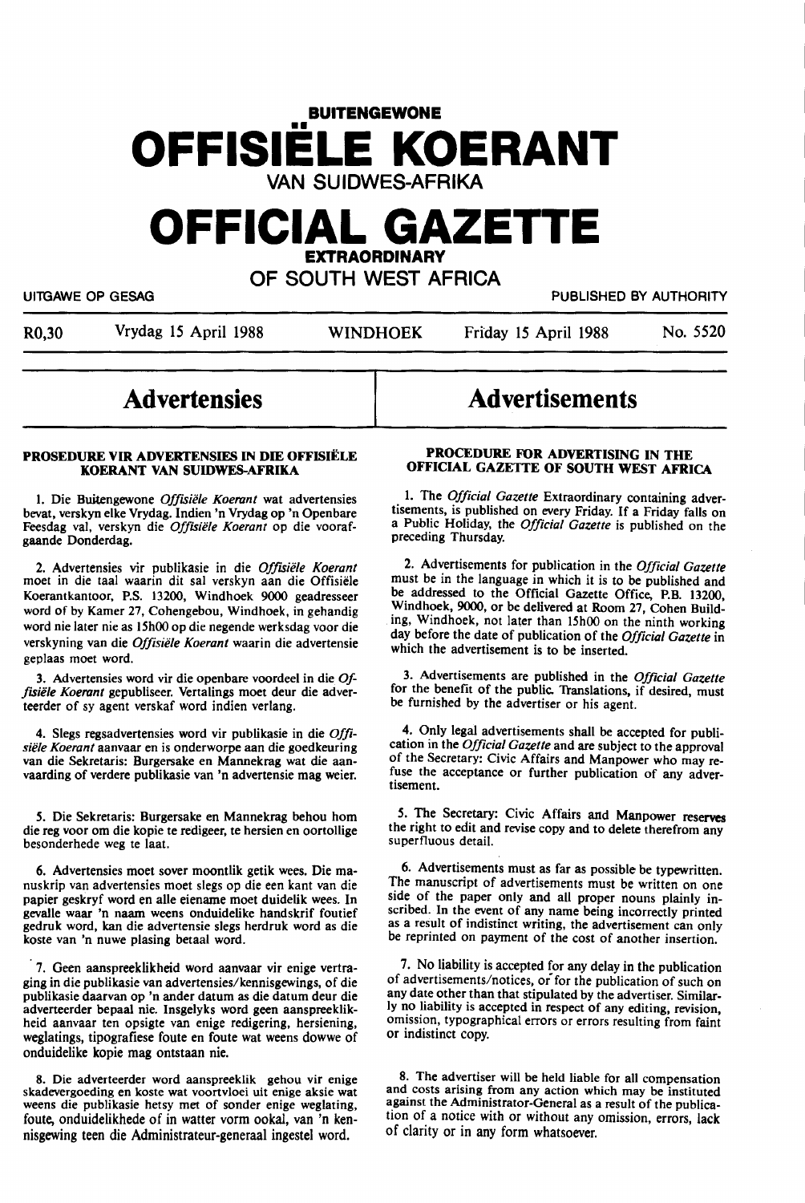# BUITENGEWONE OFFISIËLE KOERANT VAN SUIDWES-AFRIKA

# OFFICIAL GAZETTE EXTRAORDINARY OF SOUTH WEST AFRICA

UITGAWE OP GESAG | PUBLISHED BY AUTHORITY

R0,30 | Vrydag 15 April 1988 | WINDHOEK | Friday 15 April 1988 | No. 5520

## Advertensies

## Advertisements

### PROSEDURE VIR ADVERTENSIES IN DIE OFFISIËLE KOERANT VAN SUIDWES-AFRIKA

1. Die Buitengewone *Offisiële Koerant* wat advertensies bevat, verskyn elke Vrydag. Indien 'n Vrydag op 'n Openbare Feesdag val, verskyn die *Offisiële Koerant* op die voorafgaande Donderdag.

2. Advertensies vir publikasie in die *Offisiële Koerant* moet in die taal waarin dit sal verskyn aan die Offisiële Koerantkantoor, P.S. 13200, Windhoek 9000 geadresseer word of by Kamer 27, Cohengebou, Windhoek, in gehandig word nie later nie as 15h00 op die negende werksdag voor die verskyning van die *Offisiële Koerant* waarin die advertensie geplaas moet word.

3. Advertensies word vir die openbare voordeel in die *Offisiële Koerant* gepubliseer. Vertalings moet deur die adverteerder of sy agent verskaf word indien verlang.

4. Slegs regsadvertensies word vir publikasie in die *Offisiële Koerant* aanvaar en is onderworpe aan die goedkeuring van die Sekretaris: Burgersake en Mannekrag wat die aanvaarding of verdere publikasie van 'n advertensie mag weier.

5. Die Sekretaris: Burgersake en Mannekrag behou hom die reg voor om die kopie te redigeer, te hersien en oortollige besonderhede weg te laat.

6. Advertensies moet sover moontlik getik wees. Die manuskrip van advertensies moet slegs op die een kant van die papier geskryf word en alle eiename moet duidelik wees. In gevalle waar 'n naam weens onduidelike handskrif foutief gedruk word, kan die advertensie slegs herdruk word as die koste van 'n nuwe plasing betaal word.

7. Geen aanspreeklikheid word aanvaar vir enige vertraging in die publikasie van advertensies/kennisgewings, of die publikasie daarvan op 'n ander datum as die datum deur die adverteerder bepaal nie. Insgelyks word geen aanspreeklikheid aanvaar ten opsigte van enige redigering, hersiening, weglatings, tipografiese foute en foute wat weens dowwe of onduidelike kopie mag ontstaan nie.

8. Die adverteerder word aanspreeklik gehou vir enige skadevergoeding en koste wat voortvloei uit enige aksie wat weens die publikasie hetsy met of sonder enige weglating, foute, onduidelikhede of in watter vorm ookal, van 'n kennisgewing teen die Administrateur-generaal ingestel word.

### PROCEDURE FOR ADVERTISING IN THE OFFICIAL GAZETTE OF SOUTH WEST AFRICA

1. The *Official Gazette* Extraordinary containing advertisements, is published on every Friday. If a Friday falls on a Public Holiday, the *Official Gazette* is published on the preceding Thursday.

2. Advertisements for publication in the *Official Gazette* must be in the language in which it is to be published and be addressed to the Official Gazette Office, P.B. 13200, Windhoek, 9000, or be delivered at Room 27, Cohen Building, Windhoek, not later than 15h00 on the ninth working day before the date of publication of the *Official Gazette* in which the advertisement is to be inserted.

3. Advertisements are published in the *Official Gazette* for the benefit of the public. Translations, if desired, must be furnished by the advertiser or his agent.

4. Only legal advertisements shall be accepted for publication in the *Official Gazette* and are subject to the approval of the Secretary: Civic Affairs and Manpower who may refuse the acceptance or further publication of any advertisement.

5. The Secretary: Civic Affairs and Manpower reserves the right to edit and revise copy and to delete therefrom any superfluous detail.

6. Advertisements must as far as possible be typewritten. The manuscript of advertisements must be written on one side of the paper only and all proper nouns plainly inscribed. In the event of any name being incorrectly printed as a result of indistinct writing, the advertisement can only be reprinted on payment of the cost of another insertion.

7. No liability is accepted for any delay in the publication of advertisements/notices, or for the publication of such on any date other than that stipulated by the advertiser. Similarly no liability is accepted in respect of any editing, revision, omission, typographical errors or errors resulting from faint or indistinct copy.

8. The advertiser will be held liable for all compensation and costs arising from any action which may be instituted against the Administrator-General as a result of the publication of a notice with or without any omission, errors, lack of clarity or in any form whatsoever.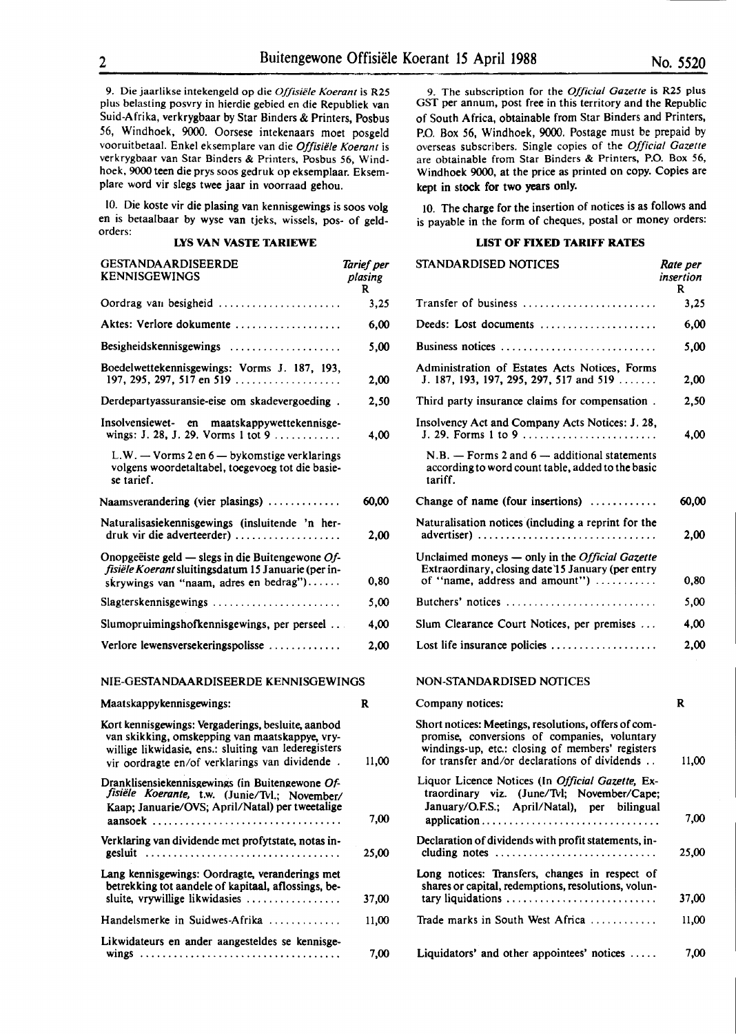9. Die jaarlikse intekengeld op die *Offisiële Koerant* is R25 plus belasting posvry in hierdie gebied en die Republiek van Suid-Afrika, verkrygbaar by Star Binders & Printers, Posbus 56, Windhoek, 9000. Oorsese intekenaars moet posgeld vooruitbetaal. Enkel eksemplare van die *Offisiële Koerant* is verkrygbaar van Star Binders & Printers, Posbus 56, Windhoek, 9000 teen die prys soos gedruk op eksemplaar. Eksemplare word vir slegs twee jaar in voorraad gehou.

10. Die koste vir die plasing van kennisgewings is soos volg en is betaalbaar by wyse van tjeks, wissels, pos- of geldorders:

### LYS VAN VASTE TARIEWE

| GESTANDAARDISEERDE KENNISGEWINGS | *Tarief per plasing* R |
|---|---|
| Oordrag van besigheid | 3,25 |
| Aktes: Verlore dokumente | 6,00 |
| Besigheidskennisgewings | 5,00 |
| Boedelwettekennisgewings: Vorms J. 187, 193, 197, 295, 297, 517 en 519 | 2,00 |
| Derdepartyassuransie-eise om skadevergoeding | 2,50 |
| Insolvensiewet- en maatskappywettekennisgewings: J. 28, J. 29. Vorms 1 tot 9 | 4,00 |
| L.W. — Vorms 2 en 6 — bykomstige verklarings volgens woordetaltabel, toegevoeg tot die basiese tarief. | |
| Naamsverandering (vier plasings) | 60,00 |
| Naturalisasiekennisgewings (insluitende 'n herdruk vir die adverteerder) | 2,00 |
| Onopgeëiste geld — slegs in die Buitengewone *Offisiële Koerant* sluitingsdatum 15 Januarie (per inskrywings van "naam, adres en bedrag") | 0,80 |
| Slagterskennisgewings | 5,00 |
| Slumopruimingshofkennisgewings, per perseel | 4,00 |
| Verlore lewensversekeringspolisse | 2,00 |

### NIE-GESTANDAARDISEERDE KENNISGEWINGS

| Maatskappykennisgewings: | R |
|---|---|
| Kort kennisgewings: Vergaderings, besluite, aanbod van skikking, omskepping van maatskappye, vrywillige likwidasie, ens.: sluiting van lederegisters vir oordragte en/of verklarings van dividende | 11,00 |
| Dranklisensiekennisgewings (in Buitengewone *Offisiële Koerante*, t.w. (Junie/Tvl.; November/Kaap; Januarie/OVS; April/Natal) per tweetalige aansoek | 7,00 |
| Verklaring van dividende met profytstate, notas ingesluit | 25,00 |
| Lang kennisgewings: Oordragte, veranderings met betrekking tot aandele of kapitaal, aflossings, besluite, vrywillige likwidasies | 37,00 |
| Handelsmerke in Suidwes-Afrika | 11,00 |
| Likwidateurs en ander aangesteldes se kennisgewings | 7,00 |

9. The subscription for the *Official Gazette* is R25 plus GST per annum, post free in this territory and the Republic of South Africa, obtainable from Star Binders and Printers, P.O. Box 56, Windhoek, 9000. Postage must be prepaid by overseas subscribers. Single copies of the *Official Gazette* are obtainable from Star Binders & Printers, P.O. Box 56, Windhoek 9000, at the price as printed on copy. Copies are kept in stock for two years only.

10. The charge for the insertion of notices is as follows and is payable in the form of cheques, postal or money orders:

### LIST OF FIXED TARIFF RATES

| STANDARDISED NOTICES | *Rate per insertion* R |
|---|---|
| Transfer of business | 3,25 |
| Deeds: Lost documents | 6,00 |
| Business notices | 5,00 |
| Administration of Estates Acts Notices, Forms J. 187, 193, 197, 295, 297, 517 and 519 | 2,00 |
| Third party insurance claims for compensation | 2,50 |
| Insolvency Act and Company Acts Notices: J. 28, J. 29. Forms 1 to 9 | 4,00 |
| N.B. — Forms 2 and 6 — additional statements according to word count table, added to the basic tariff. | |
| Change of name (four insertions) | 60,00 |
| Naturalisation notices (including a reprint for the advertiser) | 2,00 |
| Unclaimed moneys — only in the *Official Gazette* Extraordinary, closing date 15 January (per entry of "name, address and amount") | 0,80 |
| Butchers' notices | 5,00 |
| Slum Clearance Court Notices, per premises | 4,00 |
| Lost life insurance policies | 2,00 |

### NON-STANDARDISED NOTICES

| Company notices: | R |
|---|---|
| Short notices: Meetings, resolutions, offers of compromise, conversions of companies, voluntary windings-up, etc.: closing of members' registers for transfer and/or declarations of dividends | 11,00 |
| Liquor Licence Notices (In *Official Gazette*, Extraordinary viz. (June/Tvl; November/Cape; January/O.F.S.; April/Natal), per bilingual application | 7,00 |
| Declaration of dividends with profit statements, including notes | 25,00 |
| Long notices: Transfers, changes in respect of shares or capital, redemptions, resolutions, voluntary liquidations | 37,00 |
| Trade marks in South West Africa | 11,00 |
| Liquidators' and other appointees' notices | 7,00 |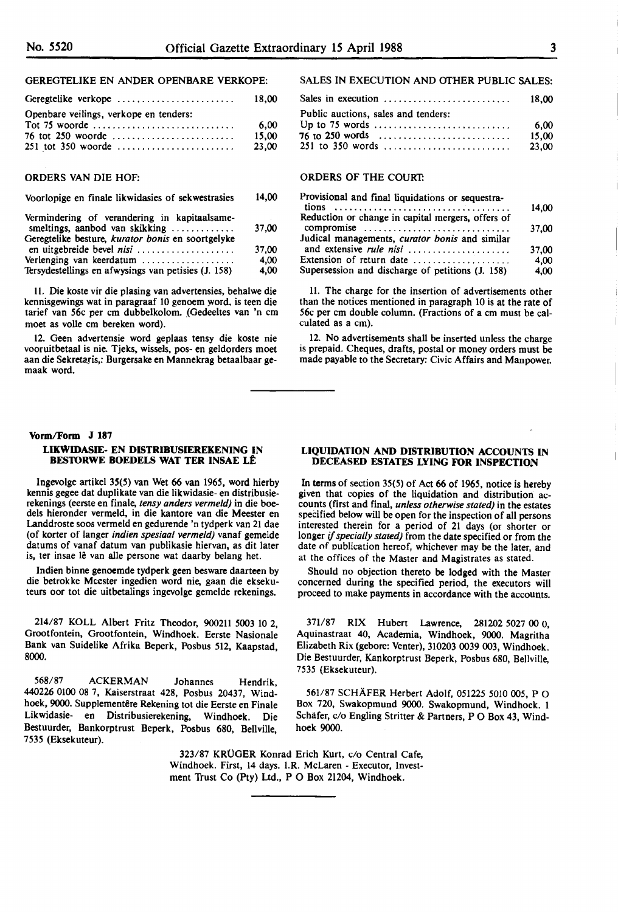GEREGTELIKE EN ANDER OPENBARE VERKOPE:

| | |
|---|---|
| Geregtelike verkope | 18,00 |
| Openbare veilings, verkope en tenders: | |
| Tot 75 woorde | 6,00 |
| 76 tot 250 woorde | 15,00 |
| 251 tot 350 woorde | 23,00 |

ORDERS VAN DIE HOF:

| | |
|---|---|
| Voorlopige en finale likwidasies of sekwestrasies | 14,00 |
| Vermindering of verandering in kapitaalsamesmeltings, aanbod van skikking | 37,00 |
| Geregtelike besture, *kurator bonis* en soortgelyke en uitgebreide bevel *nisi* | 37,00 |
| Verlenging van keerdatum | 4,00 |
| Tersydestellings en afwysings van petisies (J. 158) | 4,00 |

11. Die koste vir die plasing van advertensies, behalwe die kennisgewings wat in paragraaf 10 genoem word, is teen die tarief van 56c per cm dubbelkolom. (Gedeeltes van 'n cm moet as volle cm bereken word).

12. Geen advertensie word geplaas tensy die koste nie vooruitbetaal is nie. Tjeks, wissels, pos- en geldorders moet aan die Sekretaris,: Burgersake en Mannekrag betaalbaar gemaak word.

SALES IN EXECUTION AND OTHER PUBLIC SALES:

| | |
|---|---|
| Sales in execution | 18,00 |
| Public auctions, sales and tenders: | |
| Up to 75 words | 6,00 |
| 76 to 250 words | 15,00 |
| 251 to 350 words | 23,00 |

ORDERS OF THE COURT:

| | |
|---|---|
| Provisional and final liquidations or sequestrations | 14,00 |
| Reduction or change in capital mergers, offers of compromise | 37,00 |
| Judical managements, *curator bonis* and similar and extensive *rule nisi* | 37,00 |
| Extension of return date | 4,00 |
| Supersession and discharge of petitions (J. 158) | 4,00 |

11. The charge for the insertion of advertisements other than the notices mentioned in paragraph 10 is at the rate of 56c per cm double column. (Fractions of a cm must be calculated as a cm).

12. No advertisements shall be inserted unless the charge is prepaid. Cheques, drafts, postal or money orders must be made payable to the Secretary: Civic Affairs and Manpower.

---

**Vorm/Form J 187**

### LIKWIDASIE- EN DISTRIBUSIEREKENING IN BESTORWE BOEDELS WAT TER INSAE LÊ

Ingevolge artikel 35(5) van Wet 66 van 1965, word hierby kennis gegee dat duplikate van die likwidasie- en distribusierekenings (eerste en finale, *tensy anders vermeld)* in die boedels hieronder vermeld, in die kantore van die Meester en Landdroste soos vermeld en gedurende 'n tydperk van 21 dae (of korter of langer *indien spesiaal vermeld)* vanaf gemelde datums of vanaf datum van publikasie hiervan, as dit later is, ter insae lê van alle persone wat daarby belang het.

Indien binne genoemde tydperk geen besware daarteen by die betrokke Meester ingedien word nie, gaan die eksekuteurs oor tot die uitbetalings ingevolge gemelde rekenings.

214/87 KOLL Albert Fritz Theodor, 900211 5003 10 2, Grootfontein, Grootfontein, Windhoek. Eerste Nasionale Bank van Suidelike Afrika Beperk, Posbus 512, Kaapstad, 8000.

568/87 ACKERMAN Johannes Hendrik, 440226 0100 08 7, Kaiserstraat 428, Posbus 20437, Windhoek, 9000. Supplementêre Rekening tot die Eerste en Finale Likwidasie- en Distribusierekening, Windhoek. Die Bestuurder, Bankorptrust Beperk, Posbus 680, Bellville, 7535 (Eksekuteur).

### LIQUIDATION AND DISTRIBUTION ACCOUNTS IN DECEASED ESTATES LYING FOR INSPECTION

In terms of section 35(5) of Act 66 of 1965, notice is hereby given that copies of the liquidation and distribution accounts (first and final, *unless otherwise stated)* in the estates specified below will be open for the inspection of all persons interested therein for a period of 21 days (or shorter or longer *if specially stated)* from the date specified or from the date of publication hereof, whichever may be the later, and at the offices of the Master and Magistrates as stated.

Should no objection thereto be lodged with the Master concerned during the specified period, the executors will proceed to make payments in accordance with the accounts.

371/87 RIX Hubert Lawrence, 281202 5027 00 0, Aquinastraat 40, Academia, Windhoek, 9000. Magritha Elizabeth Rix (gebore: Venter), 310203 0039 003, Windhoek. Die Bestuurder, Kankorptrust Beperk, Posbus 680, Bellville, 7535 (Eksekuteur).

561/87 SCHÄFER Herbert Adolf, 051225 5010 005, P O Box 720, Swakopmund 9000. Swakopmund, Windhoek. 1 Schäfer, c/o Engling Stritter & Partners, P O Box 43, Windhoek 9000.

323/87 KRÜGER Konrad Erich Kurt, c/o Central Cafe, Windhoek. First, 14 days. I.R. McLaren - Executor, Investment Trust Co (Pty) Ltd., P O Box 21204, Windhoek.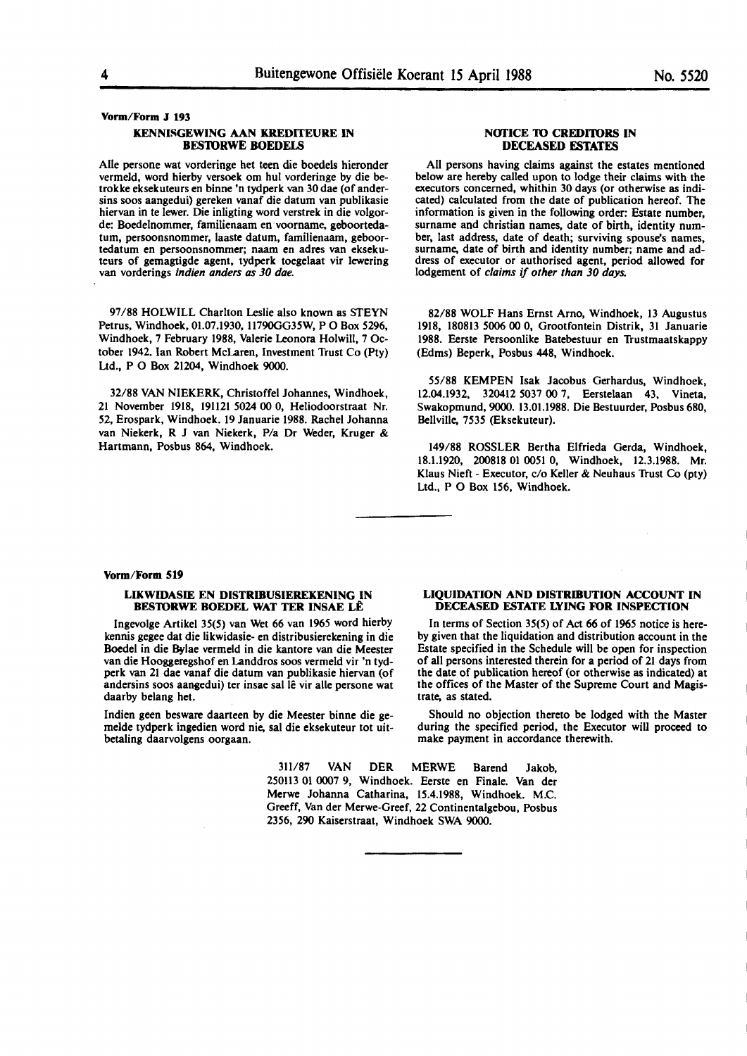**Vorm/Form J 193**

## KENNISGEWING AAN KREDITEURE IN BESTORWE BOEDELS

Alle persone wat vorderinge het teen die boedels hieronder vermeld, word hierby versoek om hul vorderinge by die betrokke eksekuteurs en binne 'n tydperk van 30 dae (of andersins soos aangedui) gereken vanaf die datum van publikasie hiervan in te lewer. Die inligting word verstrek in die volgorde: Boedelnommer, familienaam en voorname, geboortedatum, persoonsnommer, laaste datum, familienaam, geboortedatum en persoonsnommer; naam en adres van eksekuteurs of gemagtigde agent, tydperk toegelaat vir lewering van vorderings *indien anders as 30 dae.*

## NOTICE TO CREDITORS IN DECEASED ESTATES

All persons having claims against the estates mentioned below are hereby called upon to lodge their claims with the executors concerned, whithin 30 days (or otherwise as indicated) calculated from the date of publication hereof. The information is given in the following order: Estate number, surname and christian names, date of birth, identity number, last address, date of death; surviving spouse's names, surname, date of birth and identity number; name and address of executor or authorised agent, period allowed for lodgement of *claims if other than 30 days.*

97/88 HOLWILL Charlton Leslie also known as STEYN Petrus, Windhoek, 01.07.1930, 11790GG35W, P O Box 5296, Windhoek, 7 February 1988, Valerie Leonora Holwill, 7 October 1942. Ian Robert McLaren, Investment Trust Co (Pty) Ltd., P O Box 21204, Windhoek 9000.

32/88 VAN NIEKERK, Christoffel Johannes, Windhoek, 21 November 1918, 191121 5024 00 0, Heliodoorstraat Nr. 52, Erospark, Windhoek. 19 Januarie 1988. Rachel Johanna van Niekerk, R J van Niekerk, P/a Dr Weder, Kruger & Hartmann, Posbus 864, Windhoek.

82/88 WOLF Hans Ernst Arno, Windhoek, 13 Augustus 1918, 180813 5006 00 0, Grootfontein Distrik, 31 Januarie 1988. Eerste Persoonlike Batebestuur en Trustmaatskappy (Edms) Beperk, Posbus 448, Windhoek.

55/88 KEMPEN Isak Jacobus Gerhardus, Windhoek, 12.04.1932, 320412 5037 00 7, Eerstelaan 43, Vineta, Swakopmund, 9000. 13.01.1988. Die Bestuurder, Posbus 680, Bellville, 7535 (Eksekuteur).

149/88 ROSSLER Bertha Elfrieda Gerda, Windhoek, 18.1.1920, 200818 01 0051 0, Windhoek, 12.3.1988. Mr. Klaus Nieft - Executor, c/o Keller & Neuhaus Trust Co (pty) Ltd., P O Box 156, Windhoek.

---

**Vorm/Form 519**

## LIKWIDASIE EN DISTRIBUSIEREKENING IN BESTORWE BOEDEL WAT TER INSAE LÊ

Ingevolge Artikel 35(5) van Wet 66 van 1965 word hierby kennis gegee dat die likwidasie- en distribusierekening in die Boedel in die Bylae vermeld in die kantore van die Meester van die Hooggeregshof en Landdros soos vermeld vir 'n tydperk van 21 dae vanaf die datum van publikasie hiervan (of andersins soos aangedui) ter insae sal lê vir alle persone wat daarby belang het.

Indien geen besware daarteen by die Meester binne die gemelde tydperk ingedien word nie, sal die eksekuteur tot uitbetaling daarvolgens oorgaan.

## LIQUIDATION AND DISTRIBUTION ACCOUNT IN DECEASED ESTATE LYING FOR INSPECTION

In terms of Section 35(5) of Act 66 of 1965 notice is hereby given that the liquidation and distribution account in the Estate specified in the Schedule will be open for inspection of all persons interested therein for a period of 21 days from the date of publication hereof (or otherwise as indicated) at the offices of the Master of the Supreme Court and Magistrate, as stated.

Should no objection thereto be lodged with the Master during the specified period, the Executor will proceed to make payment in accordance therewith.

311/87 VAN DER MERWE Barend Jakob, 250113 01 0007 9, Windhoek. Eerste en Finale. Van der Merwe Johanna Catharina, 15.4.1988, Windhoek. M.C. Greeff, Van der Merwe-Greef, 22 Continentalgebou, Posbus 2356, 290 Kaiserstraat, Windhoek SWA 9000.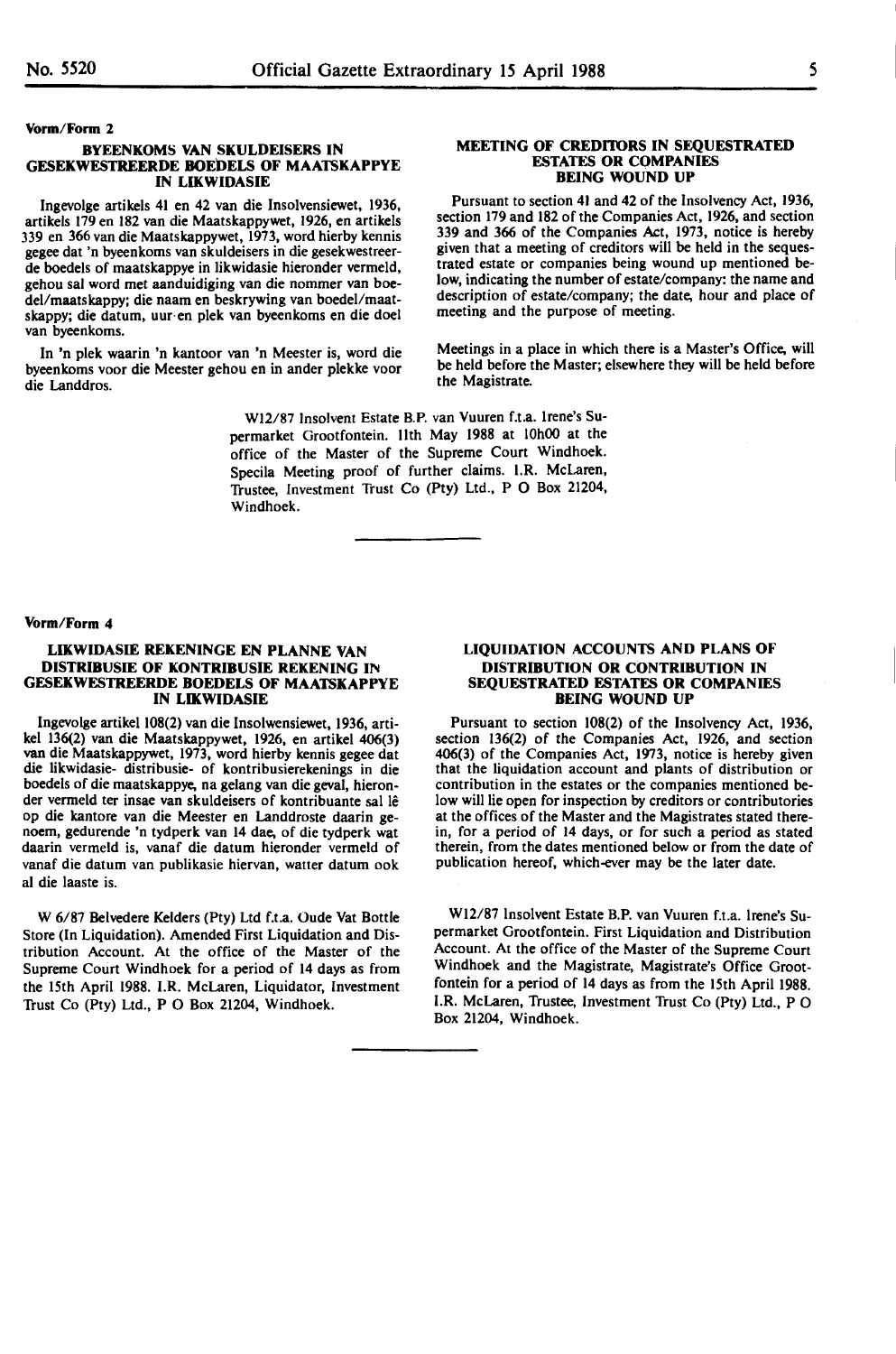**Vorm/Form 2**

### BYEENKOMS VAN SKULDEISERS IN GESEKWESTREERDE BOEDELS OF MAATSKAPPYE IN LIKWIDASIE

Ingevolge artikels 41 en 42 van die Insolvensiewet, 1936, artikels 179 en 182 van die Maatskappywet, 1926, en artikels 339 en 366 van die Maatskappywet, 1973, word hierby kennis gegee dat 'n byeenkoms van skuldeisers in die gesekwestreerde boedels of maatskappye in likwidasie hieronder vermeld, gehou sal word met aanduidiging van die nommer van boedel/maatskappy; die naam en beskrywing van boedel/maatskappy; die datum, uur en plek van byeenkoms en die doel van byeenkoms.

In 'n plek waarin 'n kantoor van 'n Meester is, word die byeenkoms voor die Meester gehou en in ander plekke voor die Landdros.

### MEETING OF CREDITORS IN SEQUESTRATED ESTATES OR COMPANIES BEING WOUND UP

Pursuant to section 41 and 42 of the Insolvency Act, 1936, section 179 and 182 of the Companies Act, 1926, and section 339 and 366 of the Companies Act, 1973, notice is hereby given that a meeting of creditors will be held in the sequestrated estate or companies being wound up mentioned below, indicating the number of estate/company: the name and description of estate/company; the date, hour and place of meeting and the purpose of meeting.

Meetings in a place in which there is a Master's Office, will be held before the Master; elsewhere they will be held before the Magistrate.

W12/87 Insolvent Estate B.P. van Vuuren f.t.a. Irene's Supermarket Grootfontein. 11th May 1988 at 10h00 at the office of the Master of the Supreme Court Windhoek. Specila Meeting proof of further claims. I.R. McLaren, Trustee, Investment Trust Co (Pty) Ltd., P O Box 21204, Windhoek.

---

**Vorm/Form 4**

### LIKWIDASIE REKENINGE EN PLANNE VAN DISTRIBUSIE OF KONTRIBUSIE REKENING IN GESEKWESTREERDE BOEDELS OF MAATSKAPPYE IN LIKWIDASIE

Ingevolge artikel 108(2) van die Insolwensiewet, 1936, artikel 136(2) van die Maatskappywet, 1926, en artikel 406(3) van die Maatskappywet, 1973, word hierby kennis gegee dat die likwidasie- distribusie- of kontribusierekenings in die boedels of die maatskappye, na gelang van die geval, hieronder vermeld ter insae van skuldeisers of kontribuante sal lê op die kantore van die Meester en Landdroste daarin genoem, gedurende 'n tydperk van 14 dae, of die tydperk wat daarin vermeld is, vanaf die datum hieronder vermeld of vanaf die datum van publikasie hiervan, watter datum ook al die laaste is.

W 6/87 Belvedere Kelders (Pty) Ltd f.t.a. Oude Vat Bottle Store (In Liquidation). Amended First Liquidation and Distribution Account. At the office of the Master of the Supreme Court Windhoek for a period of 14 days as from the 15th April 1988. I.R. McLaren, Liquidator, Investment Trust Co (Pty) Ltd., P O Box 21204, Windhoek.

### LIQUIDATION ACCOUNTS AND PLANS OF DISTRIBUTION OR CONTRIBUTION IN SEQUESTRATED ESTATES OR COMPANIES BEING WOUND UP

Pursuant to section 108(2) of the Insolvency Act, 1936, section 136(2) of the Companies Act, 1926, and section 406(3) of the Companies Act, 1973, notice is hereby given that the liquidation account and plants of distribution or contribution in the estates or the companies mentioned below will lie open for inspection by creditors or contributories at the offices of the Master and the Magistrates stated therein, for a period of 14 days, or for such a period as stated therein, from the dates mentioned below or from the date of publication hereof, which-ever may be the later date.

W12/87 Insolvent Estate B.P. van Vuuren f.t.a. Irene's Supermarket Grootfontein. First Liquidation and Distribution Account. At the office of the Master of the Supreme Court Windhoek and the Magistrate, Magistrate's Office Grootfontein for a period of 14 days as from the 15th April 1988. I.R. McLaren, Trustee, Investment Trust Co (Pty) Ltd., P O Box 21204, Windhoek.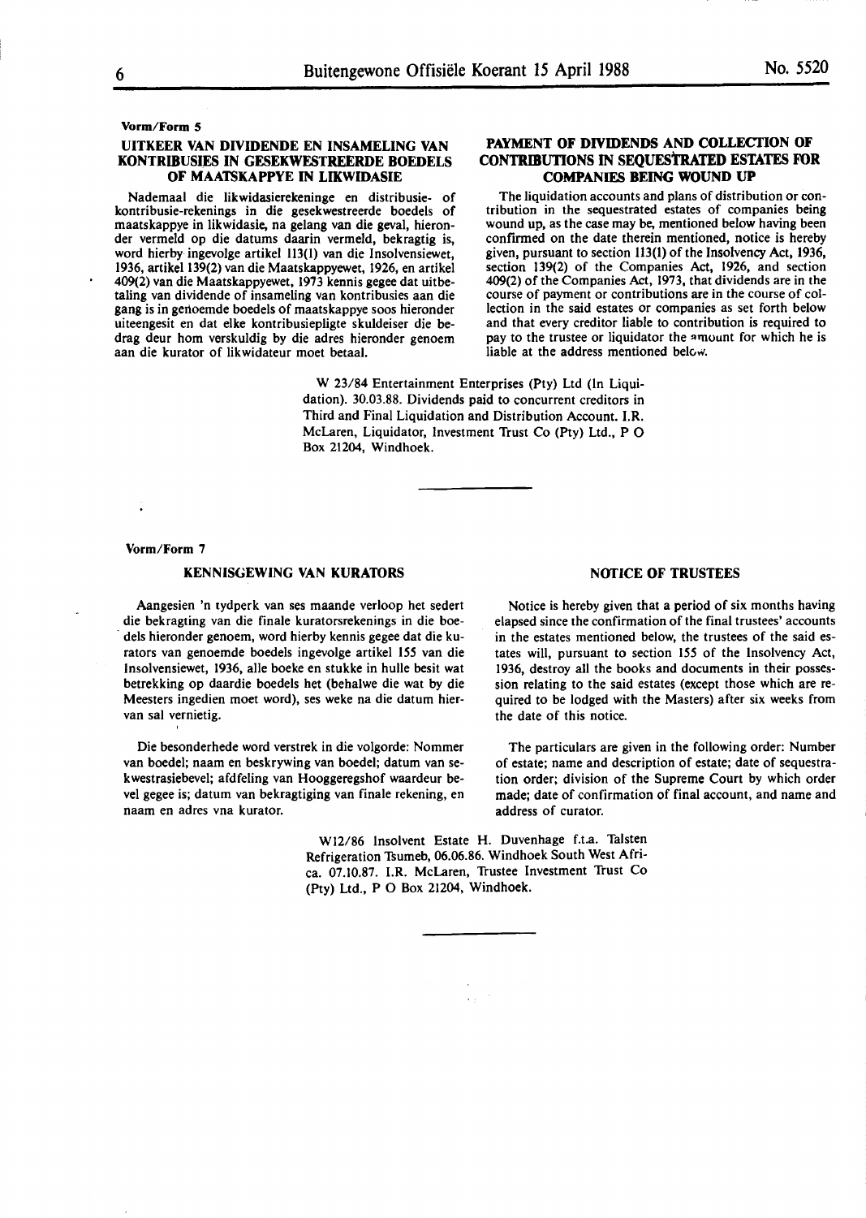**Vorm/Form 5**

## UITKEER VAN DIVIDENDE EN INSAMELING VAN KONTRIBUSIES IN GESEKWESTREERDE BOEDELS OF MAATSKAPPYE IN LIKWIDASIE

Nademaal die likwidasierekeninge en distribusie- of kontribusie-rekenings in die gesekwestreerde boedels of maatskappye in likwidasie, na gelang van die geval, hieronder vermeld op die datums daarin vermeld, bekragtig is, word hierby ingevolge artikel 113(1) van die Insolvensiewet, 1936, artikel 139(2) van die Maatskappyewet, 1926, en artikel 409(2) van die Maatskappyewet, 1973 kennis gegee dat uitbetaling van dividende of insameling van kontribusies aan die gang is in genoemde boedels of maatskappye soos hieronder uiteengesit en dat elke kontribusiepligte skuldeiser die bedrag deur hom verskuldig by die adres hieronder genoem aan die kurator of likwidateur moet betaal.

## PAYMENT OF DIVIDENDS AND COLLECTION OF CONTRIBUTIONS IN SEQUESTRATED ESTATES FOR COMPANIES BEING WOUND UP

The liquidation accounts and plans of distribution or contribution in the sequestrated estates of companies being wound up, as the case may be, mentioned below having been confirmed on the date therein mentioned, notice is hereby given, pursuant to section 113(1) of the Insolvency Act, 1936, section 139(2) of the Companies Act, 1926, and section 409(2) of the Companies Act, 1973, that dividends are in the course of payment or contributions are in the course of collection in the said estates or companies as set forth below and that every creditor liable to contribution is required to pay to the trustee or liquidator the amount for which he is liable at the address mentioned below.

W 23/84 Entertainment Enterprises (Pty) Ltd (In Liquidation). 30.03.88. Dividends paid to concurrent creditors in Third and Final Liquidation and Distribution Account. I.R. McLaren, Liquidator, Investment Trust Co (Pty) Ltd., P O Box 21204, Windhoek.

---

**Vorm/Form 7**

## KENNISGEWING VAN KURATORS

Aangesien 'n tydperk van ses maande verloop het sedert die bekragting van die finale kuratorsrekenings in die boedels hieronder genoem, word hierby kennis gegee dat die kurators van genoemde boedels ingevolge artikel 155 van die Insolvensiewet, 1936, alle boeke en stukke in hulle besit wat betrekking op daardie boedels het (behalwe die wat by die Meesters ingedien moet word), ses weke na die datum hiervan sal vernietig.

Die besonderhede word verstrek in die volgorde: Nommer van boedel; naam en beskrywing van boedel; datum van sekwestrasiebevel; afdfeling van Hooggeregshof waardeur bevel gegee is; datum van bekragtiging van finale rekening, en naam en adres vna kurator.

## NOTICE OF TRUSTEES

Notice is hereby given that a period of six months having elapsed since the confirmation of the final trustees' accounts in the estates mentioned below, the trustees of the said estates will, pursuant to section 155 of the Insolvency Act, 1936, destroy all the books and documents in their possession relating to the said estates (except those which are required to be lodged with the Masters) after six weeks from the date of this notice.

The particulars are given in the following order: Number of estate; name and description of estate; date of sequestration order; division of the Supreme Court by which order made; date of confirmation of final account, and name and address of curator.

W12/86 Insolvent Estate H. Duvenhage f.t.a. Talsten Refrigeration Tsumeb, 06.06.86. Windhoek South West Africa. 07.10.87. I.R. McLaren, Trustee Investment Trust Co (Pty) Ltd., P O Box 21204, Windhoek.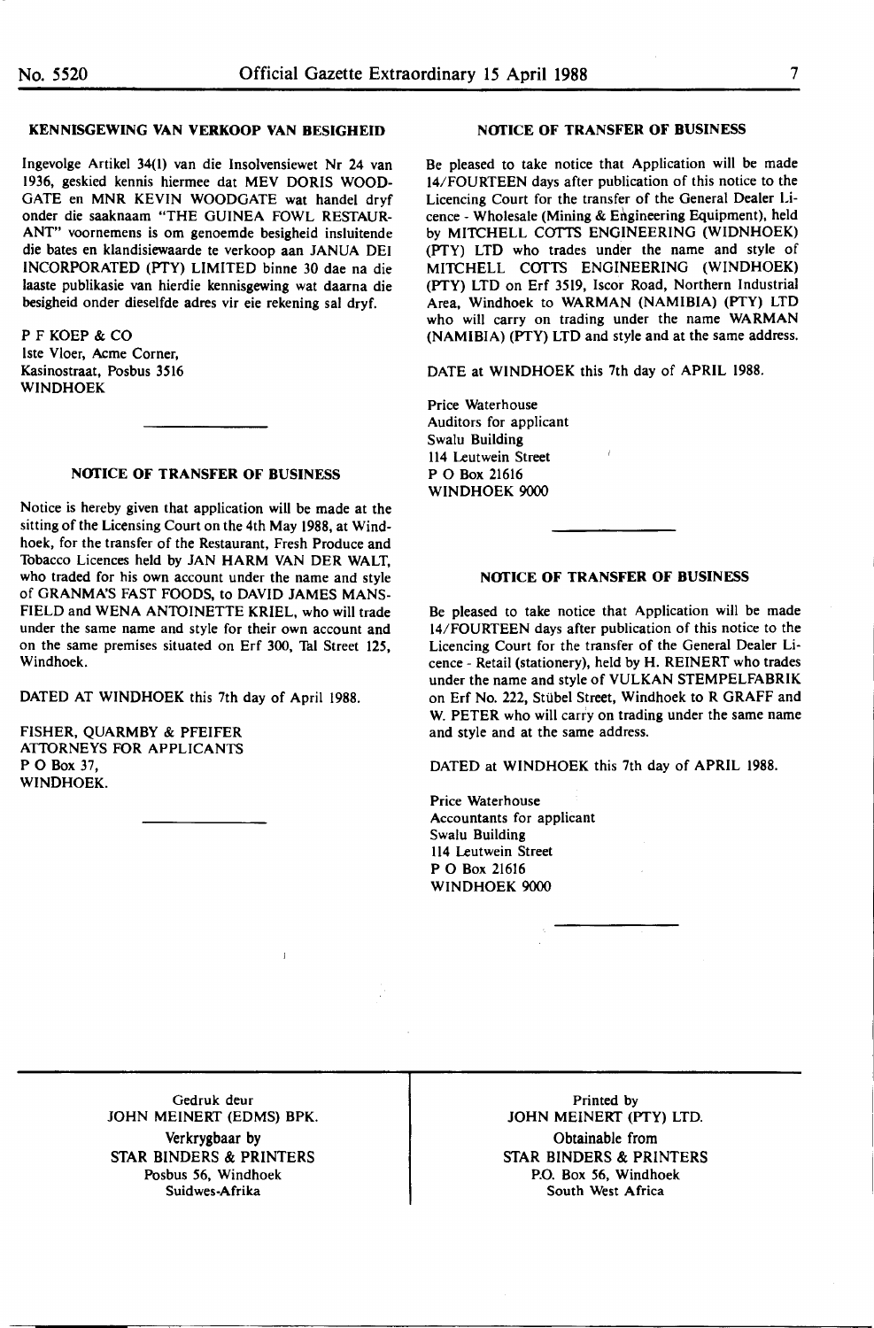### KENNISGEWING VAN VERKOOP VAN BESIGHEID

Ingevolge Artikel 34(1) van die Insolvensiewet Nr 24 van 1936, geskied kennis hiermee dat MEV DORIS WOODGATE en MNR KEVIN WOODGATE wat handel dryf onder die saaknaam "THE GUINEA FOWL RESTAURANT" voornemens is om genoemde besigheid insluitende die bates en klandisiewaarde te verkoop aan JANUA DEI INCORPORATED (PTY) LIMITED binne 30 dae na die laaste publikasie van hierdie kennisgewing wat daarna die besigheid onder dieselfde adres vir eie rekening sal dryf.

P F KOEP & CO  
1ste Vloer, Acme Corner,  
Kasinostraat, Posbus 3516  
WINDHOEK

---

### NOTICE OF TRANSFER OF BUSINESS

Notice is hereby given that application will be made at the sitting of the Licensing Court on the 4th May 1988, at Windhoek, for the transfer of the Restaurant, Fresh Produce and Tobacco Licences held by JAN HARM VAN DER WALT, who traded for his own account under the name and style of GRANMA'S FAST FOODS, to DAVID JAMES MANSFIELD and WENA ANTOINETTE KRIEL, who will trade under the same name and style for their own account and on the same premises situated on Erf 300, Tal Street 125, Windhoek.

DATED AT WINDHOEK this 7th day of April 1988.

FISHER, QUARMBY & PFEIFER  
ATTORNEYS FOR APPLICANTS  
P O Box 37,  
WINDHOEK.

---

### NOTICE OF TRANSFER OF BUSINESS

Be pleased to take notice that Application will be made 14/FOURTEEN days after publication of this notice to the Licencing Court for the transfer of the General Dealer Licence - Wholesale (Mining & Engineering Equipment), held by MITCHELL COTTS ENGINEERING (WIDNHOEK) (PTY) LTD who trades under the name and style of MITCHELL COTTS ENGINEERING (WINDHOEK) (PTY) LTD on Erf 3519, Iscor Road, Northern Industrial Area, Windhoek to WARMAN (NAMIBIA) (PTY) LTD who will carry on trading under the name WARMAN (NAMIBIA) (PTY) LTD and style and at the same address.

DATE at WINDHOEK this 7th day of APRIL 1988.

Price Waterhouse  
Auditors for applicant  
Swalu Building  
114 Leutwein Street  
P O Box 21616  
WINDHOEK 9000

---

### NOTICE OF TRANSFER OF BUSINESS

Be pleased to take notice that Application will be made 14/FOURTEEN days after publication of this notice to the Licencing Court for the transfer of the General Dealer Licence - Retail (stationery), held by H. REINERT who trades under the name and style of VULKAN STEMPELFABRIK on Erf No. 222, Stübel Street, Windhoek to R GRAFF and W. PETER who will carry on trading under the same name and style and at the same address.

DATED at WINDHOEK this 7th day of APRIL 1988.

Price Waterhouse  
Accountants for applicant  
Swalu Building  
114 Leutwein Street  
P O Box 21616  
WINDHOEK 9000

---

Gedruk deur  
JOHN MEINERT (EDMS) BPK.  
Verkrygbaar by  
STAR BINDERS & PRINTERS  
Posbus 56, Windhoek  
Suidwes-Afrika

Printed by  
JOHN MEINERT (PTY) LTD.  
Obtainable from  
STAR BINDERS & PRINTERS  
P.O. Box 56, Windhoek  
South West Africa